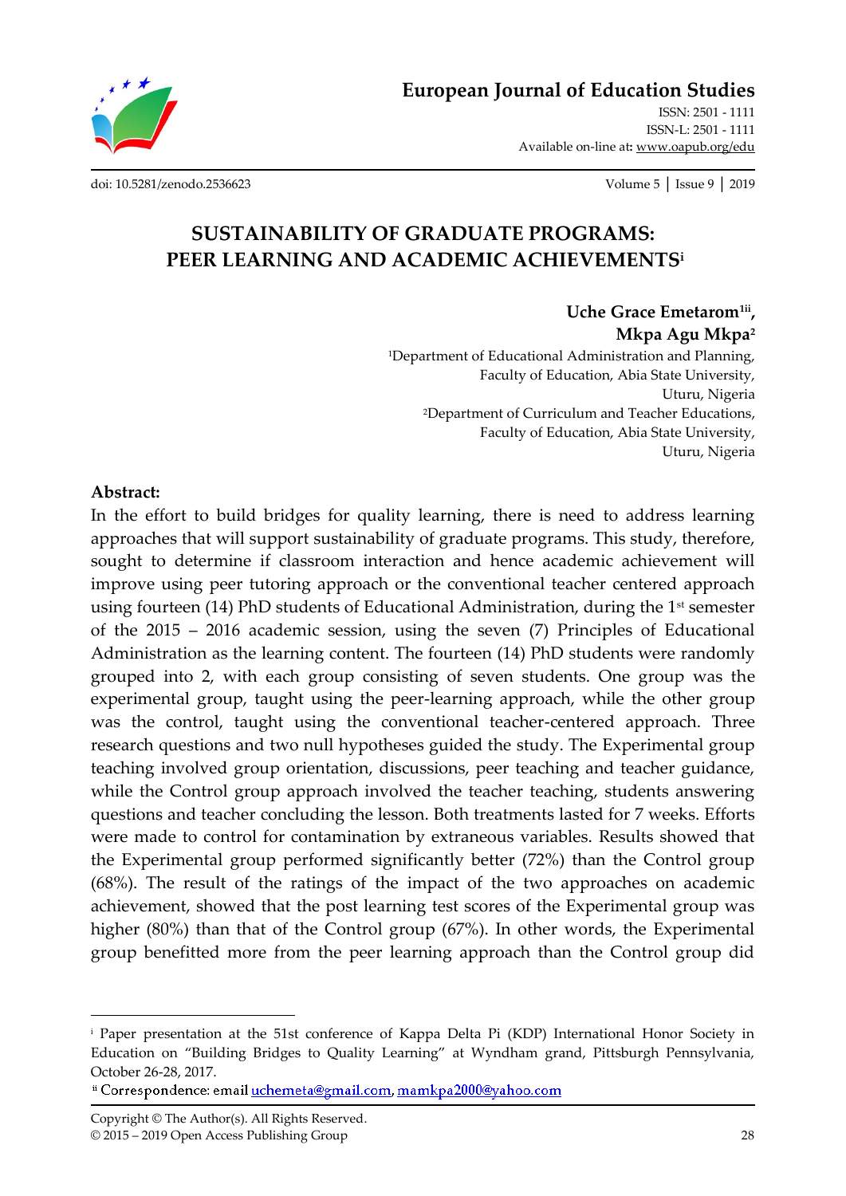# SUSTAINABILITY OF GRADUATE PROGRAMS: PEER LEARNING AND ACADEMIC ACHIEVEMENTS[i]

**Uche Grace Emetarom[1ii], Mkpa Agu Mkpa[2]**

[1]Department of Educational Administration and Planning, Faculty of Education, Abia State University, Uturu, Nigeria

[2]Department of Curriculum and Teacher Educations, Faculty of Education, Abia State University, Uturu, Nigeria

## Abstract:

In the effort to build bridges for quality learning, there is need to address learning approaches that will support sustainability of graduate programs. This study, therefore, sought to determine if classroom interaction and hence academic achievement will improve using peer tutoring approach or the conventional teacher centered approach using fourteen (14) PhD students of Educational Administration, during the 1st semester of the 2015 – 2016 academic session, using the seven (7) Principles of Educational Administration as the learning content. The fourteen (14) PhD students were randomly grouped into 2, with each group consisting of seven students. One group was the experimental group, taught using the peer-learning approach, while the other group was the control, taught using the conventional teacher-centered approach. Three research questions and two null hypotheses guided the study. The Experimental group teaching involved group orientation, discussions, peer teaching and teacher guidance, while the Control group approach involved the teacher teaching, students answering questions and teacher concluding the lesson. Both treatments lasted for 7 weeks. Efforts were made to control for contamination by extraneous variables. Results showed that the Experimental group performed significantly better (72%) than the Control group (68%). The result of the ratings of the impact of the two approaches on academic achievement, showed that the post learning test scores of the Experimental group was higher (80%) than that of the Control group (67%). In other words, the Experimental group benefitted more from the peer learning approach than the Control group did

---

[i] Paper presentation at the 51st conference of Kappa Delta Pi (KDP) International Honor Society in Education on "Building Bridges to Quality Learning" at Wyndham grand, Pittsburgh Pennsylvania, October 26-28, 2017.

[ii] Correspondence: email uchemeta@gmail.com, mamkpa2000@yahoo.com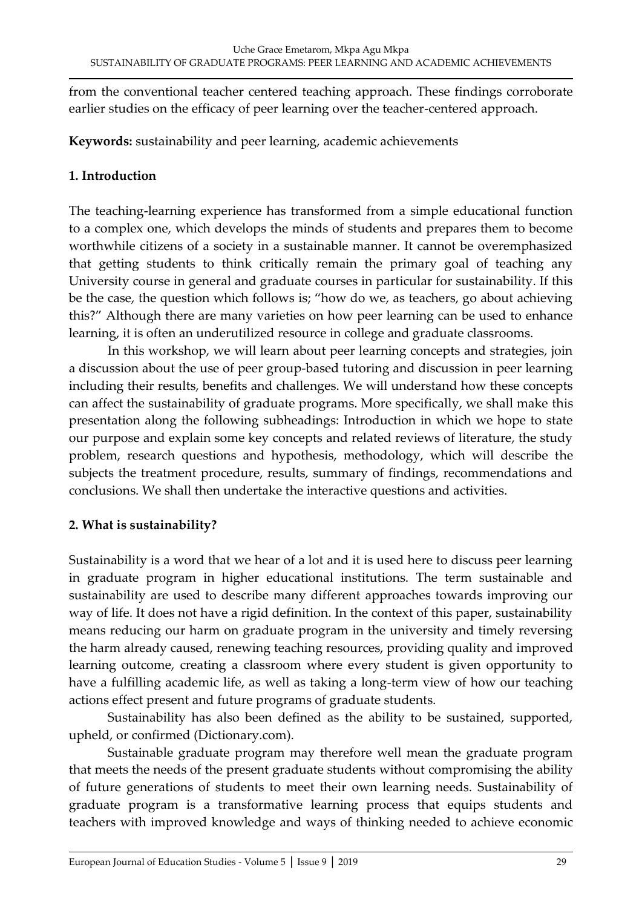from the conventional teacher centered teaching approach. These findings corroborate earlier studies on the efficacy of peer learning over the teacher-centered approach.

**Keywords:** sustainability and peer learning, academic achievements

## 1. Introduction

The teaching-learning experience has transformed from a simple educational function to a complex one, which develops the minds of students and prepares them to become worthwhile citizens of a society in a sustainable manner. It cannot be overemphasized that getting students to think critically remain the primary goal of teaching any University course in general and graduate courses in particular for sustainability. If this be the case, the question which follows is; "how do we, as teachers, go about achieving this?" Although there are many varieties on how peer learning can be used to enhance learning, it is often an underutilized resource in college and graduate classrooms.

In this workshop, we will learn about peer learning concepts and strategies, join a discussion about the use of peer group-based tutoring and discussion in peer learning including their results, benefits and challenges. We will understand how these concepts can affect the sustainability of graduate programs. More specifically, we shall make this presentation along the following subheadings: Introduction in which we hope to state our purpose and explain some key concepts and related reviews of literature, the study problem, research questions and hypothesis, methodology, which will describe the subjects the treatment procedure, results, summary of findings, recommendations and conclusions. We shall then undertake the interactive questions and activities.

## 2. What is sustainability?

Sustainability is a word that we hear of a lot and it is used here to discuss peer learning in graduate program in higher educational institutions. The term sustainable and sustainability are used to describe many different approaches towards improving our way of life. It does not have a rigid definition. In the context of this paper, sustainability means reducing our harm on graduate program in the university and timely reversing the harm already caused, renewing teaching resources, providing quality and improved learning outcome, creating a classroom where every student is given opportunity to have a fulfilling academic life, as well as taking a long-term view of how our teaching actions effect present and future programs of graduate students.

Sustainability has also been defined as the ability to be sustained, supported, upheld, or confirmed (Dictionary.com).

Sustainable graduate program may therefore well mean the graduate program that meets the needs of the present graduate students without compromising the ability of future generations of students to meet their own learning needs. Sustainability of graduate program is a transformative learning process that equips students and teachers with improved knowledge and ways of thinking needed to achieve economic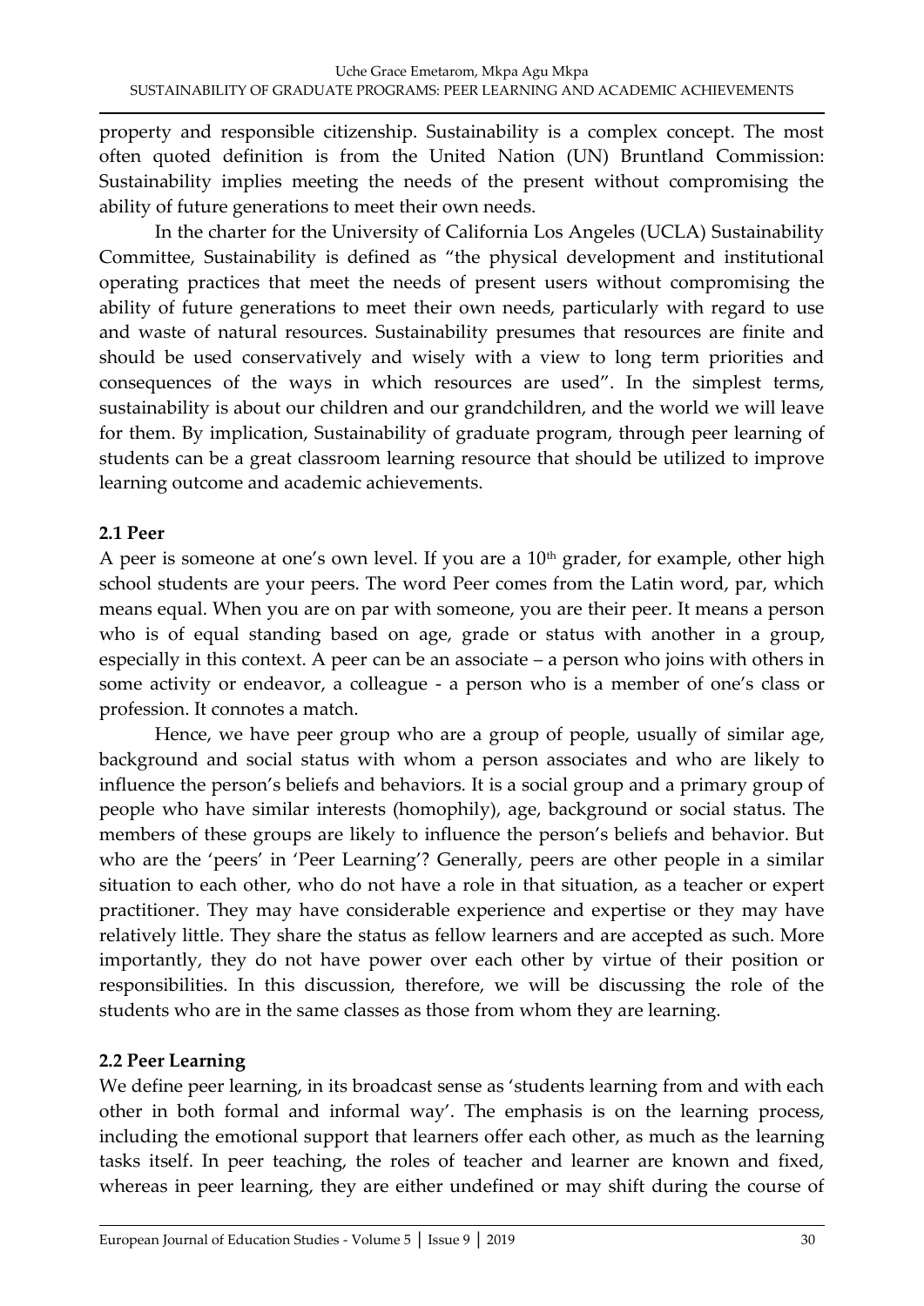property and responsible citizenship. Sustainability is a complex concept. The most often quoted definition is from the United Nation (UN) Bruntland Commission: Sustainability implies meeting the needs of the present without compromising the ability of future generations to meet their own needs.

In the charter for the University of California Los Angeles (UCLA) Sustainability Committee, Sustainability is defined as "the physical development and institutional operating practices that meet the needs of present users without compromising the ability of future generations to meet their own needs, particularly with regard to use and waste of natural resources. Sustainability presumes that resources are finite and should be used conservatively and wisely with a view to long term priorities and consequences of the ways in which resources are used". In the simplest terms, sustainability is about our children and our grandchildren, and the world we will leave for them. By implication, Sustainability of graduate program, through peer learning of students can be a great classroom learning resource that should be utilized to improve learning outcome and academic achievements.

## 2.1 Peer

A peer is someone at one's own level. If you are a 10th grader, for example, other high school students are your peers. The word Peer comes from the Latin word, par, which means equal. When you are on par with someone, you are their peer. It means a person who is of equal standing based on age, grade or status with another in a group, especially in this context. A peer can be an associate – a person who joins with others in some activity or endeavor, a colleague - a person who is a member of one's class or profession. It connotes a match.

Hence, we have peer group who are a group of people, usually of similar age, background and social status with whom a person associates and who are likely to influence the person's beliefs and behaviors. It is a social group and a primary group of people who have similar interests (homophily), age, background or social status. The members of these groups are likely to influence the person's beliefs and behavior. But who are the 'peers' in 'Peer Learning'? Generally, peers are other people in a similar situation to each other, who do not have a role in that situation, as a teacher or expert practitioner. They may have considerable experience and expertise or they may have relatively little. They share the status as fellow learners and are accepted as such. More importantly, they do not have power over each other by virtue of their position or responsibilities. In this discussion, therefore, we will be discussing the role of the students who are in the same classes as those from whom they are learning.

## 2.2 Peer Learning

We define peer learning, in its broadcast sense as 'students learning from and with each other in both formal and informal way'. The emphasis is on the learning process, including the emotional support that learners offer each other, as much as the learning tasks itself. In peer teaching, the roles of teacher and learner are known and fixed, whereas in peer learning, they are either undefined or may shift during the course of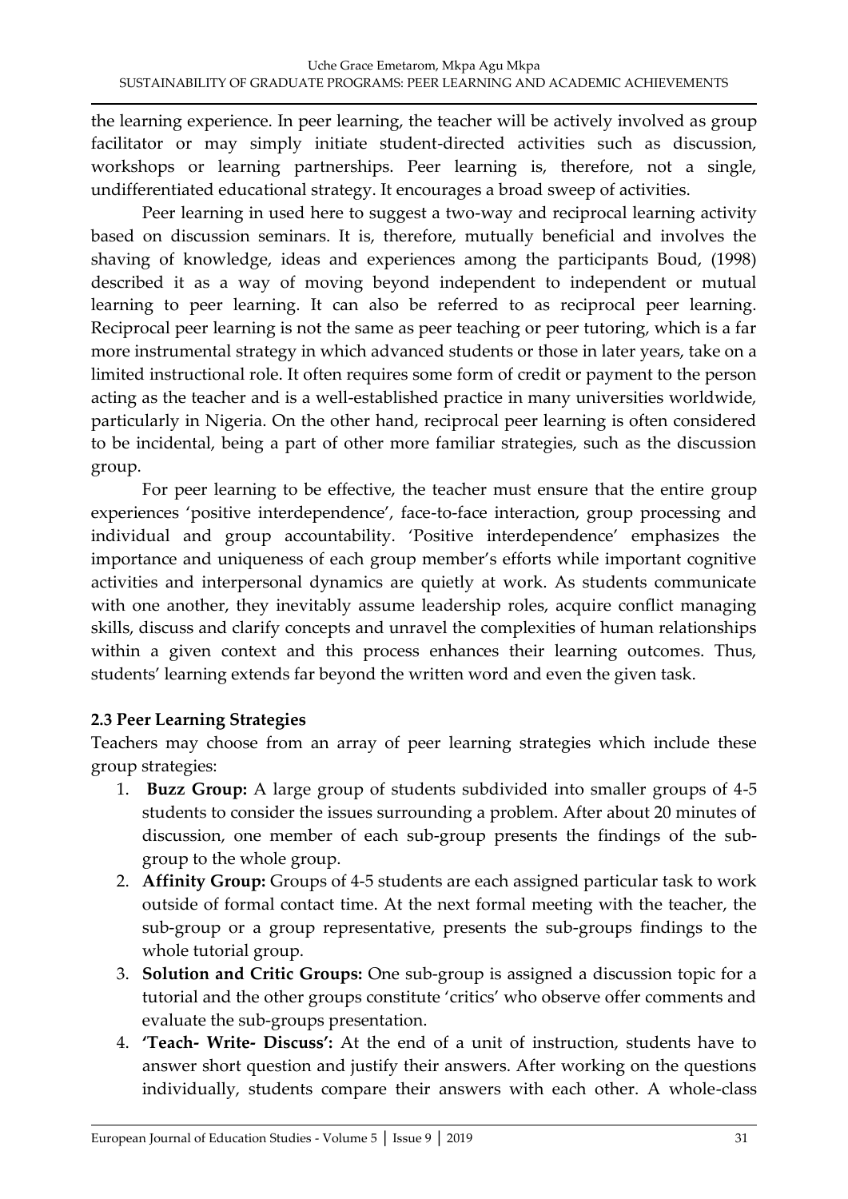the learning experience. In peer learning, the teacher will be actively involved as group facilitator or may simply initiate student-directed activities such as discussion, workshops or learning partnerships. Peer learning is, therefore, not a single, undifferentiated educational strategy. It encourages a broad sweep of activities.

Peer learning in used here to suggest a two-way and reciprocal learning activity based on discussion seminars. It is, therefore, mutually beneficial and involves the shaving of knowledge, ideas and experiences among the participants Boud, (1998) described it as a way of moving beyond independent to independent or mutual learning to peer learning. It can also be referred to as reciprocal peer learning. Reciprocal peer learning is not the same as peer teaching or peer tutoring, which is a far more instrumental strategy in which advanced students or those in later years, take on a limited instructional role. It often requires some form of credit or payment to the person acting as the teacher and is a well-established practice in many universities worldwide, particularly in Nigeria. On the other hand, reciprocal peer learning is often considered to be incidental, being a part of other more familiar strategies, such as the discussion group.

For peer learning to be effective, the teacher must ensure that the entire group experiences 'positive interdependence', face-to-face interaction, group processing and individual and group accountability. 'Positive interdependence' emphasizes the importance and uniqueness of each group member's efforts while important cognitive activities and interpersonal dynamics are quietly at work. As students communicate with one another, they inevitably assume leadership roles, acquire conflict managing skills, discuss and clarify concepts and unravel the complexities of human relationships within a given context and this process enhances their learning outcomes. Thus, students' learning extends far beyond the written word and even the given task.

### 2.3 Peer Learning Strategies

Teachers may choose from an array of peer learning strategies which include these group strategies:

1. **Buzz Group:** A large group of students subdivided into smaller groups of 4-5 students to consider the issues surrounding a problem. After about 20 minutes of discussion, one member of each sub-group presents the findings of the sub-group to the whole group.
2. **Affinity Group:** Groups of 4-5 students are each assigned particular task to work outside of formal contact time. At the next formal meeting with the teacher, the sub-group or a group representative, presents the sub-groups findings to the whole tutorial group.
3. **Solution and Critic Groups:** One sub-group is assigned a discussion topic for a tutorial and the other groups constitute 'critics' who observe offer comments and evaluate the sub-groups presentation.
4. **'Teach- Write- Discuss':** At the end of a unit of instruction, students have to answer short question and justify their answers. After working on the questions individually, students compare their answers with each other. A whole-class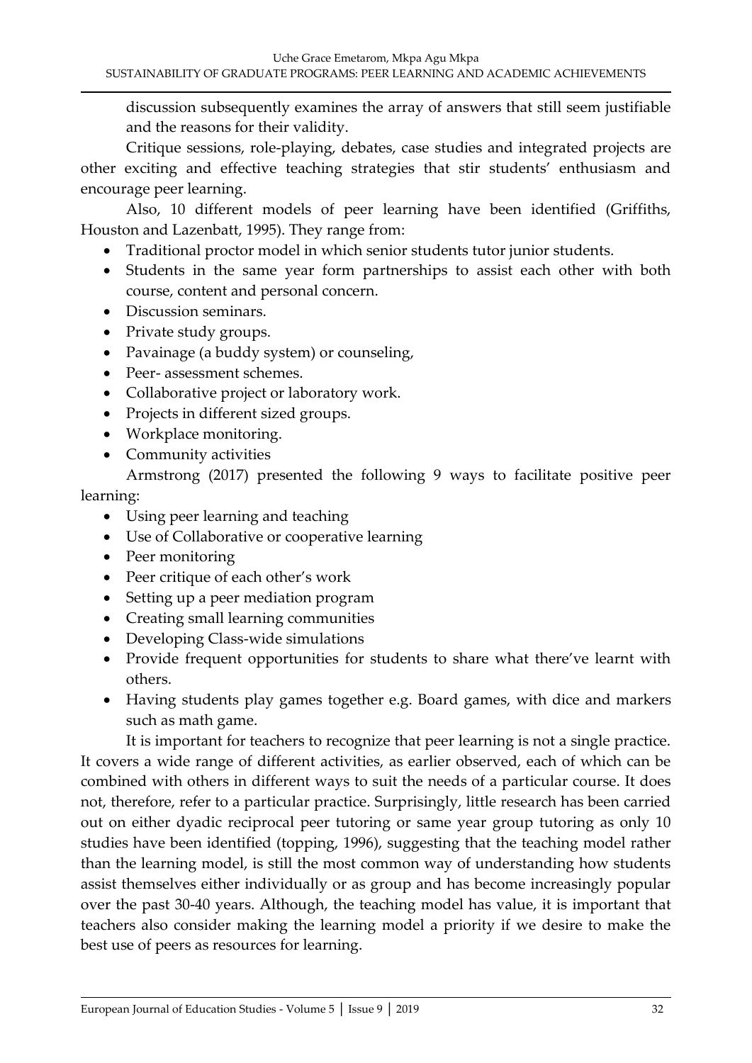discussion subsequently examines the array of answers that still seem justifiable and the reasons for their validity.

Critique sessions, role-playing, debates, case studies and integrated projects are other exciting and effective teaching strategies that stir students' enthusiasm and encourage peer learning.

Also, 10 different models of peer learning have been identified (Griffiths, Houston and Lazenbatt, 1995). They range from:

- Traditional proctor model in which senior students tutor junior students.
- Students in the same year form partnerships to assist each other with both course, content and personal concern.
- Discussion seminars.
- Private study groups.
- Pavainage (a buddy system) or counseling,
- Peer- assessment schemes.
- Collaborative project or laboratory work.
- Projects in different sized groups.
- Workplace monitoring.
- Community activities

Armstrong (2017) presented the following 9 ways to facilitate positive peer learning:

- Using peer learning and teaching
- Use of Collaborative or cooperative learning
- Peer monitoring
- Peer critique of each other's work
- Setting up a peer mediation program
- Creating small learning communities
- Developing Class-wide simulations
- Provide frequent opportunities for students to share what there've learnt with others.
- Having students play games together e.g. Board games, with dice and markers such as math game.

It is important for teachers to recognize that peer learning is not a single practice. It covers a wide range of different activities, as earlier observed, each of which can be combined with others in different ways to suit the needs of a particular course. It does not, therefore, refer to a particular practice. Surprisingly, little research has been carried out on either dyadic reciprocal peer tutoring or same year group tutoring as only 10 studies have been identified (topping, 1996), suggesting that the teaching model rather than the learning model, is still the most common way of understanding how students assist themselves either individually or as group and has become increasingly popular over the past 30-40 years. Although, the teaching model has value, it is important that teachers also consider making the learning model a priority if we desire to make the best use of peers as resources for learning.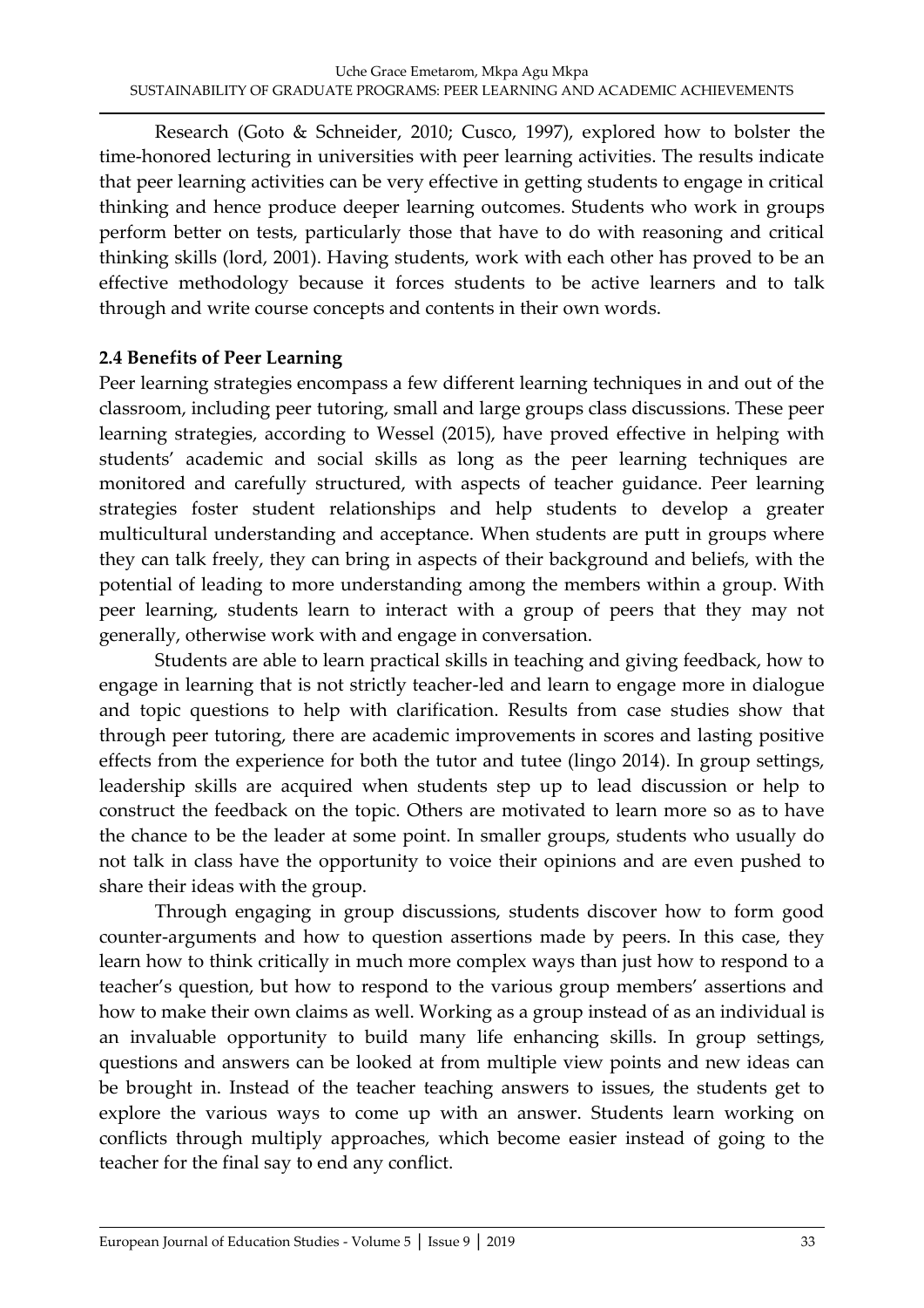Research (Goto & Schneider, 2010; Cusco, 1997), explored how to bolster the time-honored lecturing in universities with peer learning activities. The results indicate that peer learning activities can be very effective in getting students to engage in critical thinking and hence produce deeper learning outcomes. Students who work in groups perform better on tests, particularly those that have to do with reasoning and critical thinking skills (lord, 2001). Having students, work with each other has proved to be an effective methodology because it forces students to be active learners and to talk through and write course concepts and contents in their own words.

### 2.4 Benefits of Peer Learning

Peer learning strategies encompass a few different learning techniques in and out of the classroom, including peer tutoring, small and large groups class discussions. These peer learning strategies, according to Wessel (2015), have proved effective in helping with students' academic and social skills as long as the peer learning techniques are monitored and carefully structured, with aspects of teacher guidance. Peer learning strategies foster student relationships and help students to develop a greater multicultural understanding and acceptance. When students are putt in groups where they can talk freely, they can bring in aspects of their background and beliefs, with the potential of leading to more understanding among the members within a group. With peer learning, students learn to interact with a group of peers that they may not generally, otherwise work with and engage in conversation.

Students are able to learn practical skills in teaching and giving feedback, how to engage in learning that is not strictly teacher-led and learn to engage more in dialogue and topic questions to help with clarification. Results from case studies show that through peer tutoring, there are academic improvements in scores and lasting positive effects from the experience for both the tutor and tutee (lingo 2014). In group settings, leadership skills are acquired when students step up to lead discussion or help to construct the feedback on the topic. Others are motivated to learn more so as to have the chance to be the leader at some point. In smaller groups, students who usually do not talk in class have the opportunity to voice their opinions and are even pushed to share their ideas with the group.

Through engaging in group discussions, students discover how to form good counter-arguments and how to question assertions made by peers. In this case, they learn how to think critically in much more complex ways than just how to respond to a teacher's question, but how to respond to the various group members' assertions and how to make their own claims as well. Working as a group instead of as an individual is an invaluable opportunity to build many life enhancing skills. In group settings, questions and answers can be looked at from multiple view points and new ideas can be brought in. Instead of the teacher teaching answers to issues, the students get to explore the various ways to come up with an answer. Students learn working on conflicts through multiply approaches, which become easier instead of going to the teacher for the final say to end any conflict.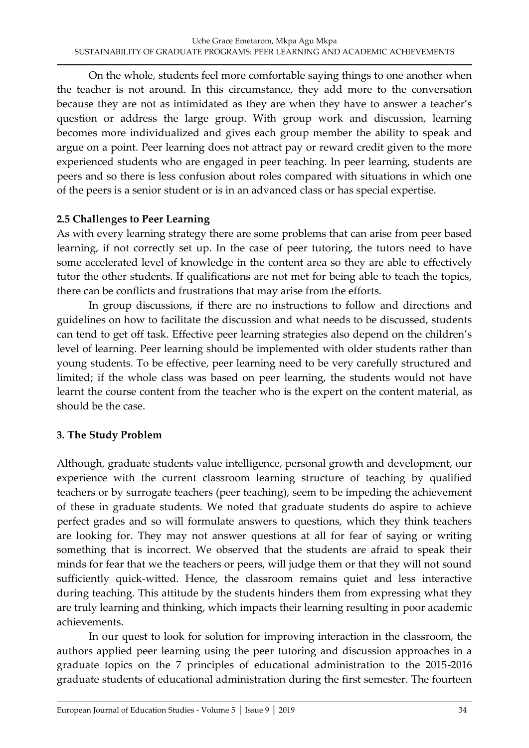On the whole, students feel more comfortable saying things to one another when the teacher is not around. In this circumstance, they add more to the conversation because they are not as intimidated as they are when they have to answer a teacher's question or address the large group. With group work and discussion, learning becomes more individualized and gives each group member the ability to speak and argue on a point. Peer learning does not attract pay or reward credit given to the more experienced students who are engaged in peer teaching. In peer learning, students are peers and so there is less confusion about roles compared with situations in which one of the peers is a senior student or is in an advanced class or has special expertise.

### 2.5 Challenges to Peer Learning

As with every learning strategy there are some problems that can arise from peer based learning, if not correctly set up. In the case of peer tutoring, the tutors need to have some accelerated level of knowledge in the content area so they are able to effectively tutor the other students. If qualifications are not met for being able to teach the topics, there can be conflicts and frustrations that may arise from the efforts.

In group discussions, if there are no instructions to follow and directions and guidelines on how to facilitate the discussion and what needs to be discussed, students can tend to get off task. Effective peer learning strategies also depend on the children's level of learning. Peer learning should be implemented with older students rather than young students. To be effective, peer learning need to be very carefully structured and limited; if the whole class was based on peer learning, the students would not have learnt the course content from the teacher who is the expert on the content material, as should be the case.

## 3. The Study Problem

Although, graduate students value intelligence, personal growth and development, our experience with the current classroom learning structure of teaching by qualified teachers or by surrogate teachers (peer teaching), seem to be impeding the achievement of these in graduate students. We noted that graduate students do aspire to achieve perfect grades and so will formulate answers to questions, which they think teachers are looking for. They may not answer questions at all for fear of saying or writing something that is incorrect. We observed that the students are afraid to speak their minds for fear that we the teachers or peers, will judge them or that they will not sound sufficiently quick-witted. Hence, the classroom remains quiet and less interactive during teaching. This attitude by the students hinders them from expressing what they are truly learning and thinking, which impacts their learning resulting in poor academic achievements.

In our quest to look for solution for improving interaction in the classroom, the authors applied peer learning using the peer tutoring and discussion approaches in a graduate topics on the 7 principles of educational administration to the 2015-2016 graduate students of educational administration during the first semester. The fourteen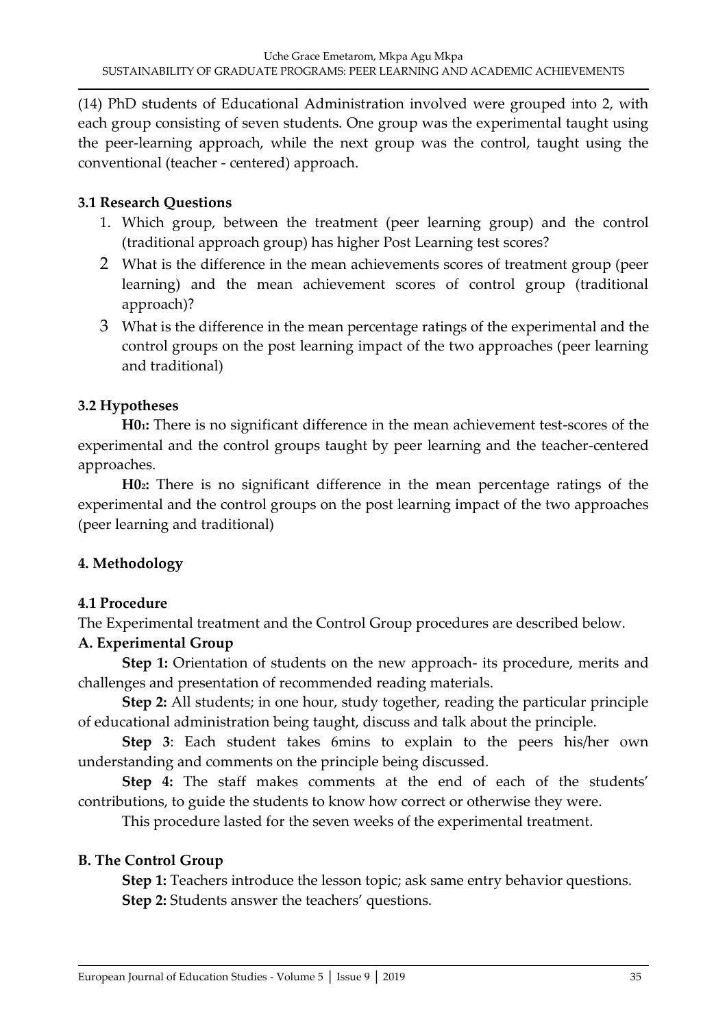(14) PhD students of Educational Administration involved were grouped into 2, with each group consisting of seven students. One group was the experimental taught using the peer-learning approach, while the next group was the control, taught using the conventional (teacher - centered) approach.

### 3.1 Research Questions

1. Which group, between the treatment (peer learning group) and the control (traditional approach group) has higher Post Learning test scores?
2. What is the difference in the mean achievements scores of treatment group (peer learning) and the mean achievement scores of control group (traditional approach)?
3. What is the difference in the mean percentage ratings of the experimental and the control groups on the post learning impact of the two approaches (peer learning and traditional)

### 3.2 Hypotheses

**$H0_1$:** There is no significant difference in the mean achievement test-scores of the experimental and the control groups taught by peer learning and the teacher-centered approaches.

**$H0_2$:** There is no significant difference in the mean percentage ratings of the experimental and the control groups on the post learning impact of the two approaches (peer learning and traditional)

## 4. Methodology

### 4.1 Procedure

The Experimental treatment and the Control Group procedures are described below.

**A. Experimental Group**

**Step 1:** Orientation of students on the new approach- its procedure, merits and challenges and presentation of recommended reading materials.

**Step 2:** All students; in one hour, study together, reading the particular principle of educational administration being taught, discuss and talk about the principle.

**Step 3**: Each student takes 6mins to explain to the peers his/her own understanding and comments on the principle being discussed.

**Step 4:** The staff makes comments at the end of each of the students' contributions, to guide the students to know how correct or otherwise they were.

This procedure lasted for the seven weeks of the experimental treatment.

**B. The Control Group**

**Step 1:** Teachers introduce the lesson topic; ask same entry behavior questions.

**Step 2:** Students answer the teachers' questions.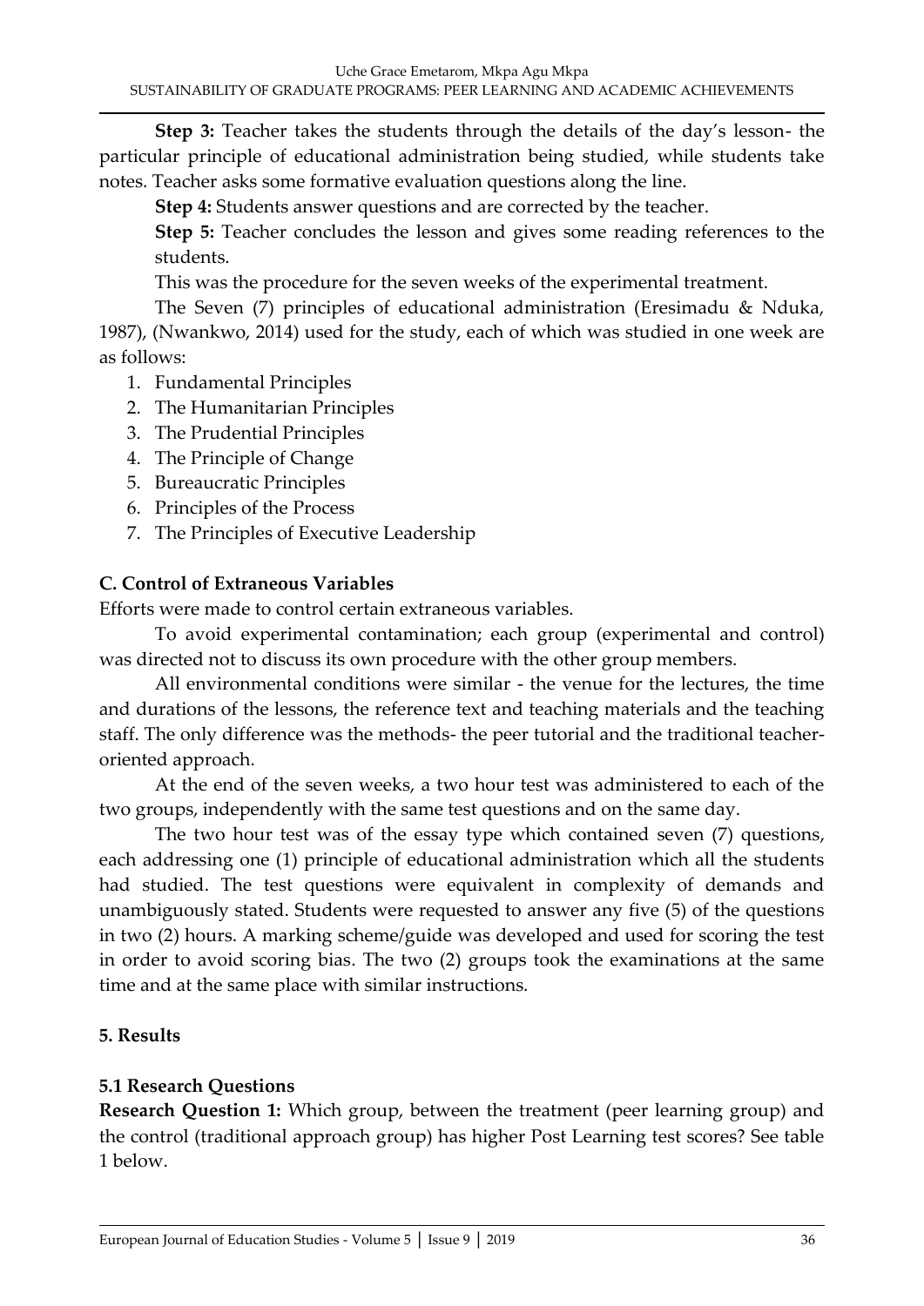**Step 3:** Teacher takes the students through the details of the day's lesson- the particular principle of educational administration being studied, while students take notes. Teacher asks some formative evaluation questions along the line.

**Step 4:** Students answer questions and are corrected by the teacher.

**Step 5:** Teacher concludes the lesson and gives some reading references to the students.

This was the procedure for the seven weeks of the experimental treatment.

The Seven (7) principles of educational administration (Eresimadu & Nduka, 1987), (Nwankwo, 2014) used for the study, each of which was studied in one week are as follows:

1. Fundamental Principles
2. The Humanitarian Principles
3. The Prudential Principles
4. The Principle of Change
5. Bureaucratic Principles
6. Principles of the Process
7. The Principles of Executive Leadership

### C. Control of Extraneous Variables

Efforts were made to control certain extraneous variables.

To avoid experimental contamination; each group (experimental and control) was directed not to discuss its own procedure with the other group members.

All environmental conditions were similar - the venue for the lectures, the time and durations of the lessons, the reference text and teaching materials and the teaching staff. The only difference was the methods- the peer tutorial and the traditional teacher-oriented approach.

At the end of the seven weeks, a two hour test was administered to each of the two groups, independently with the same test questions and on the same day.

The two hour test was of the essay type which contained seven (7) questions, each addressing one (1) principle of educational administration which all the students had studied. The test questions were equivalent in complexity of demands and unambiguously stated. Students were requested to answer any five (5) of the questions in two (2) hours. A marking scheme/guide was developed and used for scoring the test in order to avoid scoring bias. The two (2) groups took the examinations at the same time and at the same place with similar instructions.

## 5. Results

### 5.1 Research Questions

**Research Question 1:** Which group, between the treatment (peer learning group) and the control (traditional approach group) has higher Post Learning test scores? See table 1 below.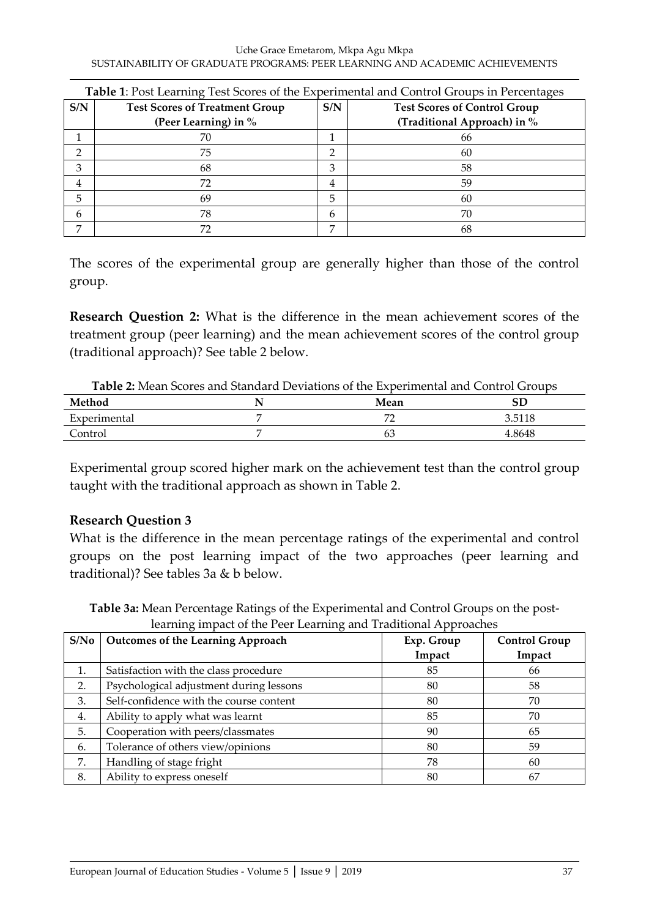**Table 1**: Post Learning Test Scores of the Experimental and Control Groups in Percentages

| S/N | Test Scores of Treatment Group (Peer Learning) in % | S/N | Test Scores of Control Group (Traditional Approach) in % |
|---|---|---|---|
| 1 | 70 | 1 | 66 |
| 2 | 75 | 2 | 60 |
| 3 | 68 | 3 | 58 |
| 4 | 72 | 4 | 59 |
| 5 | 69 | 5 | 60 |
| 6 | 78 | 6 | 70 |
| 7 | 72 | 7 | 68 |

The scores of the experimental group are generally higher than those of the control group.

**Research Question 2:** What is the difference in the mean achievement scores of the treatment group (peer learning) and the mean achievement scores of the control group (traditional approach)? See table 2 below.

**Table 2:** Mean Scores and Standard Deviations of the Experimental and Control Groups

| Method | N | Mean | SD |
|---|---|---|---|
| Experimental | 7 | 72 | 3.5118 |
| Control | 7 | 63 | 4.8648 |

Experimental group scored higher mark on the achievement test than the control group taught with the traditional approach as shown in Table 2.

### Research Question 3

What is the difference in the mean percentage ratings of the experimental and control groups on the post learning impact of the two approaches (peer learning and traditional)? See tables 3a & b below.

**Table 3a:** Mean Percentage Ratings of the Experimental and Control Groups on the post-learning impact of the Peer Learning and Traditional Approaches

| S/No | Outcomes of the Learning Approach | Exp. Group Impact | Control Group Impact |
|---|---|---|---|
| 1. | Satisfaction with the class procedure | 85 | 66 |
| 2. | Psychological adjustment during lessons | 80 | 58 |
| 3. | Self-confidence with the course content | 80 | 70 |
| 4. | Ability to apply what was learnt | 85 | 70 |
| 5. | Cooperation with peers/classmates | 90 | 65 |
| 6. | Tolerance of others view/opinions | 80 | 59 |
| 7. | Handling of stage fright | 78 | 60 |
| 8. | Ability to express oneself | 80 | 67 |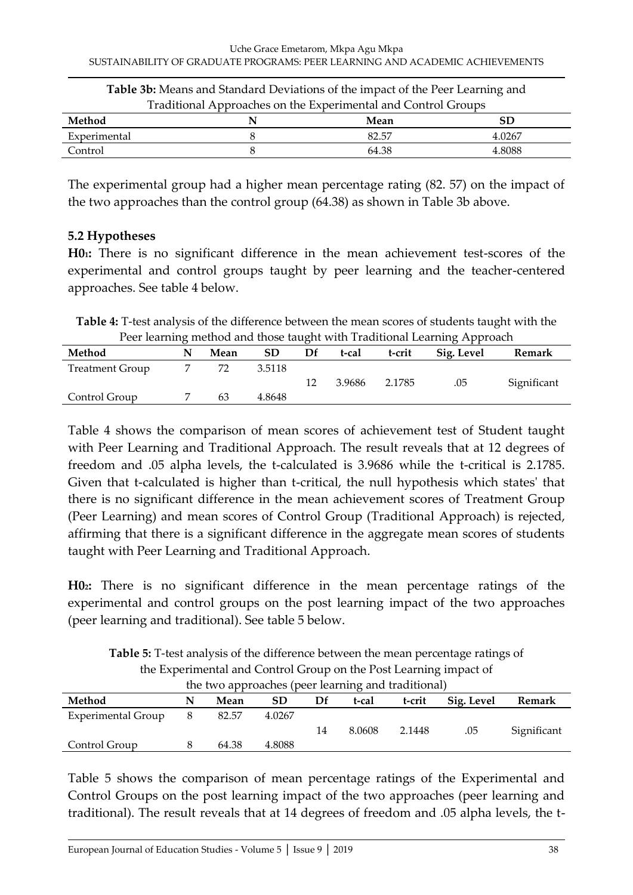**Table 3b:** Means and Standard Deviations of the impact of the Peer Learning and Traditional Approaches on the Experimental and Control Groups

| Method | N | Mean | SD |
|---|---|---|---|
| Experimental | 8 | 82.57 | 4.0267 |
| Control | 8 | 64.38 | 4.8088 |

The experimental group had a higher mean percentage rating (82. 57) on the impact of the two approaches than the control group (64.38) as shown in Table 3b above.

### 5.2 Hypotheses

**H0$_1$:** There is no significant difference in the mean achievement test-scores of the experimental and control groups taught by peer learning and the teacher-centered approaches. See table 4 below.

**Table 4:** T-test analysis of the difference between the mean scores of students taught with the Peer learning method and those taught with Traditional Learning Approach

| Method | N | Mean | SD | Df | t-cal | t-crit | Sig. Level | Remark |
|---|---|---|---|---|---|---|---|---|
| Treatment Group | 7 | 72 | 3.5118 | 12 | 3.9686 | 2.1785 | .05 | Significant |
| Control Group | 7 | 63 | 4.8648 | | | | | |

Table 4 shows the comparison of mean scores of achievement test of Student taught with Peer Learning and Traditional Approach. The result reveals that at 12 degrees of freedom and .05 alpha levels, the t-calculated is 3.9686 while the t-critical is 2.1785. Given that t-calculated is higher than t-critical, the null hypothesis which states' that there is no significant difference in the mean achievement scores of Treatment Group (Peer Learning) and mean scores of Control Group (Traditional Approach) is rejected, affirming that there is a significant difference in the aggregate mean scores of students taught with Peer Learning and Traditional Approach.

**H0$_2$:** There is no significant difference in the mean percentage ratings of the experimental and control groups on the post learning impact of the two approaches (peer learning and traditional). See table 5 below.

**Table 5:** T-test analysis of the difference between the mean percentage ratings of the Experimental and Control Group on the Post Learning impact of the two approaches (peer learning and traditional)

| Method | N | Mean | SD | Df | t-cal | t-crit | Sig. Level | Remark |
|---|---|---|---|---|---|---|---|---|
| Experimental Group | 8 | 82.57 | 4.0267 | 14 | 8.0608 | 2.1448 | .05 | Significant |
| Control Group | 8 | 64.38 | 4.8088 | | | | | |

Table 5 shows the comparison of mean percentage ratings of the Experimental and Control Groups on the post learning impact of the two approaches (peer learning and traditional). The result reveals that at 14 degrees of freedom and .05 alpha levels, the t-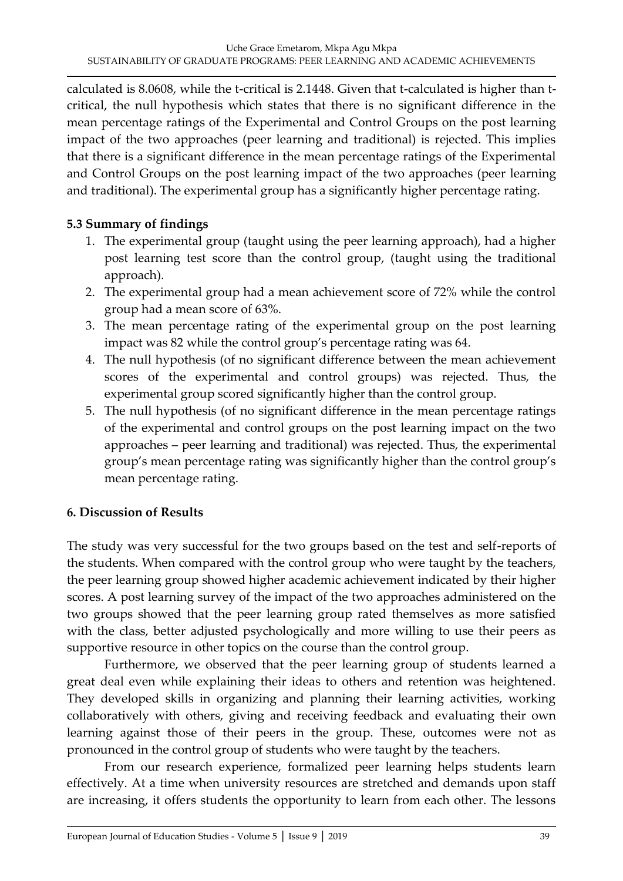calculated is 8.0608, while the t-critical is 2.1448. Given that t-calculated is higher than t-critical, the null hypothesis which states that there is no significant difference in the mean percentage ratings of the Experimental and Control Groups on the post learning impact of the two approaches (peer learning and traditional) is rejected. This implies that there is a significant difference in the mean percentage ratings of the Experimental and Control Groups on the post learning impact of the two approaches (peer learning and traditional). The experimental group has a significantly higher percentage rating.

### 5.3 Summary of findings

1. The experimental group (taught using the peer learning approach), had a higher post learning test score than the control group, (taught using the traditional approach).
2. The experimental group had a mean achievement score of 72% while the control group had a mean score of 63%.
3. The mean percentage rating of the experimental group on the post learning impact was 82 while the control group's percentage rating was 64.
4. The null hypothesis (of no significant difference between the mean achievement scores of the experimental and control groups) was rejected. Thus, the experimental group scored significantly higher than the control group.
5. The null hypothesis (of no significant difference in the mean percentage ratings of the experimental and control groups on the post learning impact on the two approaches – peer learning and traditional) was rejected. Thus, the experimental group's mean percentage rating was significantly higher than the control group's mean percentage rating.

## 6. Discussion of Results

The study was very successful for the two groups based on the test and self-reports of the students. When compared with the control group who were taught by the teachers, the peer learning group showed higher academic achievement indicated by their higher scores. A post learning survey of the impact of the two approaches administered on the two groups showed that the peer learning group rated themselves as more satisfied with the class, better adjusted psychologically and more willing to use their peers as supportive resource in other topics on the course than the control group.

Furthermore, we observed that the peer learning group of students learned a great deal even while explaining their ideas to others and retention was heightened. They developed skills in organizing and planning their learning activities, working collaboratively with others, giving and receiving feedback and evaluating their own learning against those of their peers in the group. These, outcomes were not as pronounced in the control group of students who were taught by the teachers.

From our research experience, formalized peer learning helps students learn effectively. At a time when university resources are stretched and demands upon staff are increasing, it offers students the opportunity to learn from each other. The lessons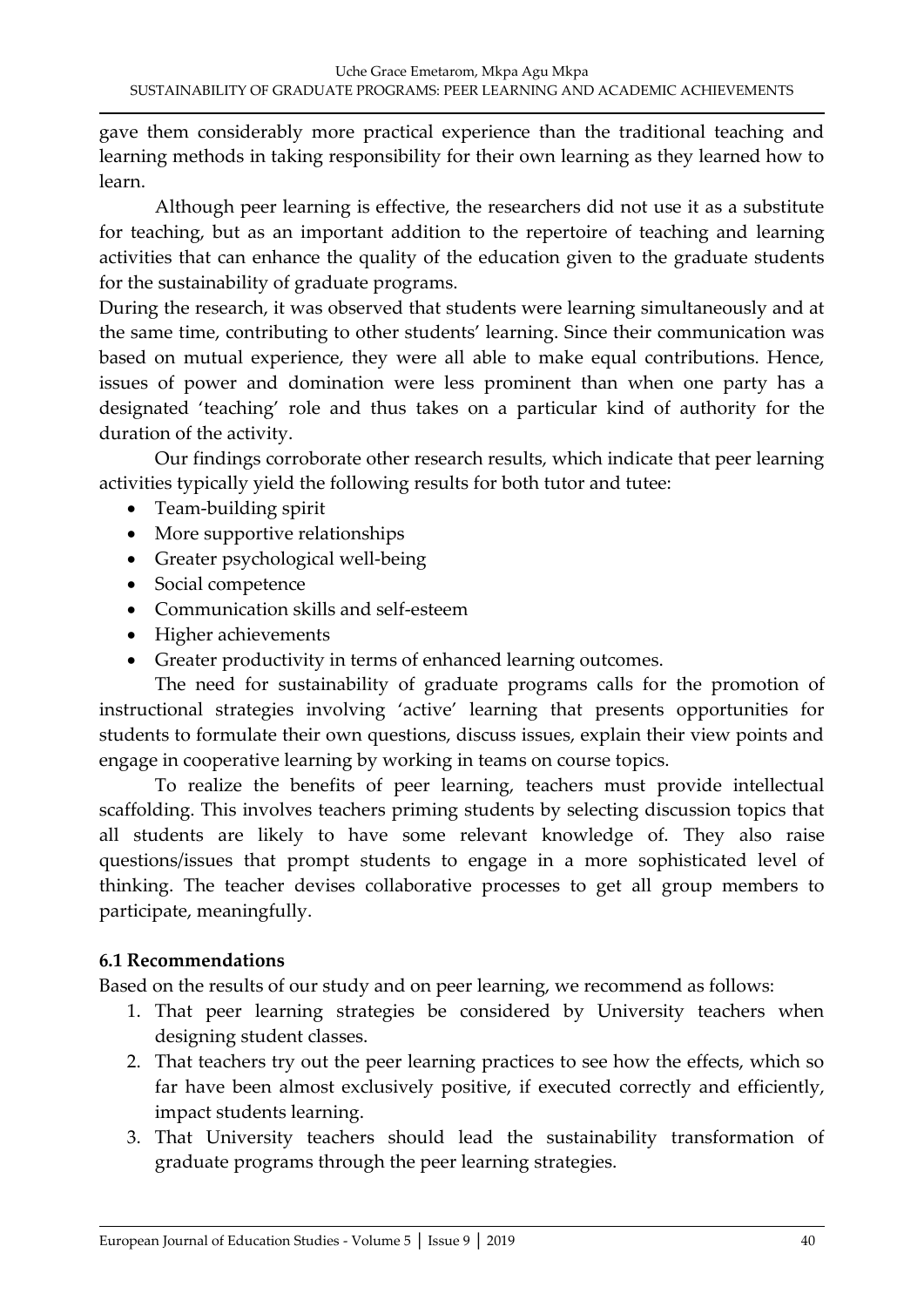gave them considerably more practical experience than the traditional teaching and learning methods in taking responsibility for their own learning as they learned how to learn.

Although peer learning is effective, the researchers did not use it as a substitute for teaching, but as an important addition to the repertoire of teaching and learning activities that can enhance the quality of the education given to the graduate students for the sustainability of graduate programs.

During the research, it was observed that students were learning simultaneously and at the same time, contributing to other students' learning. Since their communication was based on mutual experience, they were all able to make equal contributions. Hence, issues of power and domination were less prominent than when one party has a designated 'teaching' role and thus takes on a particular kind of authority for the duration of the activity.

Our findings corroborate other research results, which indicate that peer learning activities typically yield the following results for both tutor and tutee:

- Team-building spirit
- More supportive relationships
- Greater psychological well-being
- Social competence
- Communication skills and self-esteem
- Higher achievements
- Greater productivity in terms of enhanced learning outcomes.

The need for sustainability of graduate programs calls for the promotion of instructional strategies involving 'active' learning that presents opportunities for students to formulate their own questions, discuss issues, explain their view points and engage in cooperative learning by working in teams on course topics.

To realize the benefits of peer learning, teachers must provide intellectual scaffolding. This involves teachers priming students by selecting discussion topics that all students are likely to have some relevant knowledge of. They also raise questions/issues that prompt students to engage in a more sophisticated level of thinking. The teacher devises collaborative processes to get all group members to participate, meaningfully.

### 6.1 Recommendations

Based on the results of our study and on peer learning, we recommend as follows:

1. That peer learning strategies be considered by University teachers when designing student classes.
2. That teachers try out the peer learning practices to see how the effects, which so far have been almost exclusively positive, if executed correctly and efficiently, impact students learning.
3. That University teachers should lead the sustainability transformation of graduate programs through the peer learning strategies.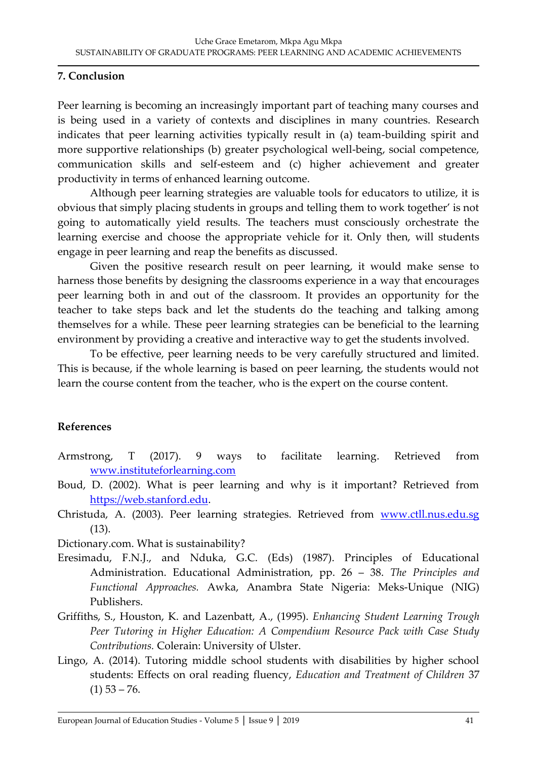## 7. Conclusion

Peer learning is becoming an increasingly important part of teaching many courses and is being used in a variety of contexts and disciplines in many countries. Research indicates that peer learning activities typically result in (a) team-building spirit and more supportive relationships (b) greater psychological well-being, social competence, communication skills and self-esteem and (c) higher achievement and greater productivity in terms of enhanced learning outcome.

Although peer learning strategies are valuable tools for educators to utilize, it is obvious that simply placing students in groups and telling them to work together' is not going to automatically yield results. The teachers must consciously orchestrate the learning exercise and choose the appropriate vehicle for it. Only then, will students engage in peer learning and reap the benefits as discussed.

Given the positive research result on peer learning, it would make sense to harness those benefits by designing the classrooms experience in a way that encourages peer learning both in and out of the classroom. It provides an opportunity for the teacher to take steps back and let the students do the teaching and talking among themselves for a while. These peer learning strategies can be beneficial to the learning environment by providing a creative and interactive way to get the students involved.

To be effective, peer learning needs to be very carefully structured and limited. This is because, if the whole learning is based on peer learning, the students would not learn the course content from the teacher, who is the expert on the course content.

## References

Armstrong, T (2017). 9 ways to facilitate learning. Retrieved from www.instituteforlearning.com

Boud, D. (2002). What is peer learning and why is it important? Retrieved from https://web.stanford.edu.

Christuda, A. (2003). Peer learning strategies. Retrieved from www.ctll.nus.edu.sg (13).

Dictionary.com. What is sustainability?

Eresimadu, F.N.J., and Nduka, G.C. (Eds) (1987). Principles of Educational Administration. Educational Administration, pp. 26 – 38. *The Principles and Functional Approaches.* Awka, Anambra State Nigeria: Meks-Unique (NIG) Publishers.

Griffiths, S., Houston, K. and Lazenbatt, A., (1995). *Enhancing Student Learning Trough Peer Tutoring in Higher Education: A Compendium Resource Pack with Case Study Contributions.* Colerain: University of Ulster.

Lingo, A. (2014). Tutoring middle school students with disabilities by higher school students: Effects on oral reading fluency, *Education and Treatment of Children* 37 (1) 53 – 76.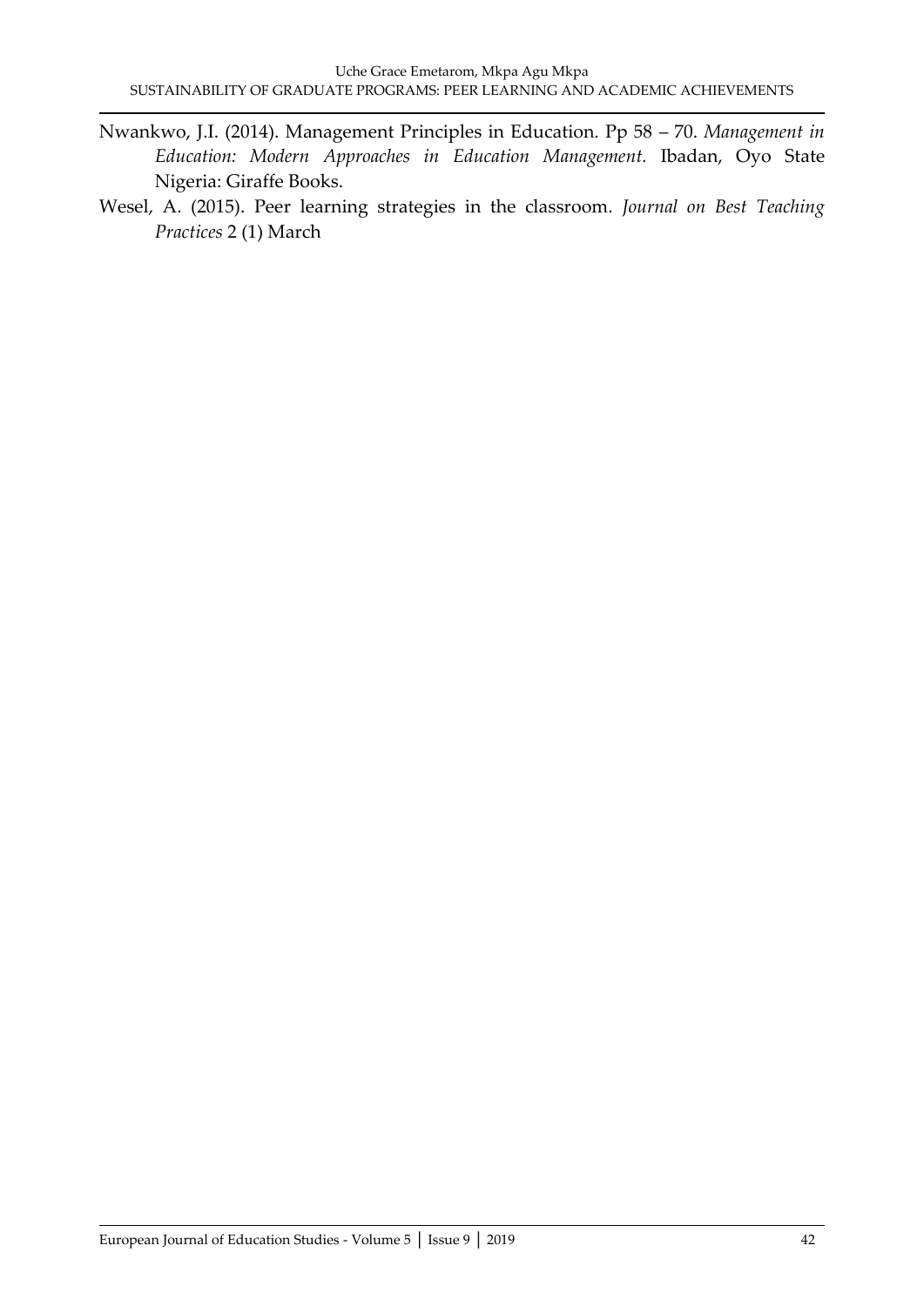Nwankwo, J.I. (2014). Management Principles in Education. Pp 58 – 70. *Management in Education: Modern Approaches in Education Management.* Ibadan, Oyo State Nigeria: Giraffe Books.

Wesel, A. (2015). Peer learning strategies in the classroom. *Journal on Best Teaching Practices* 2 (1) March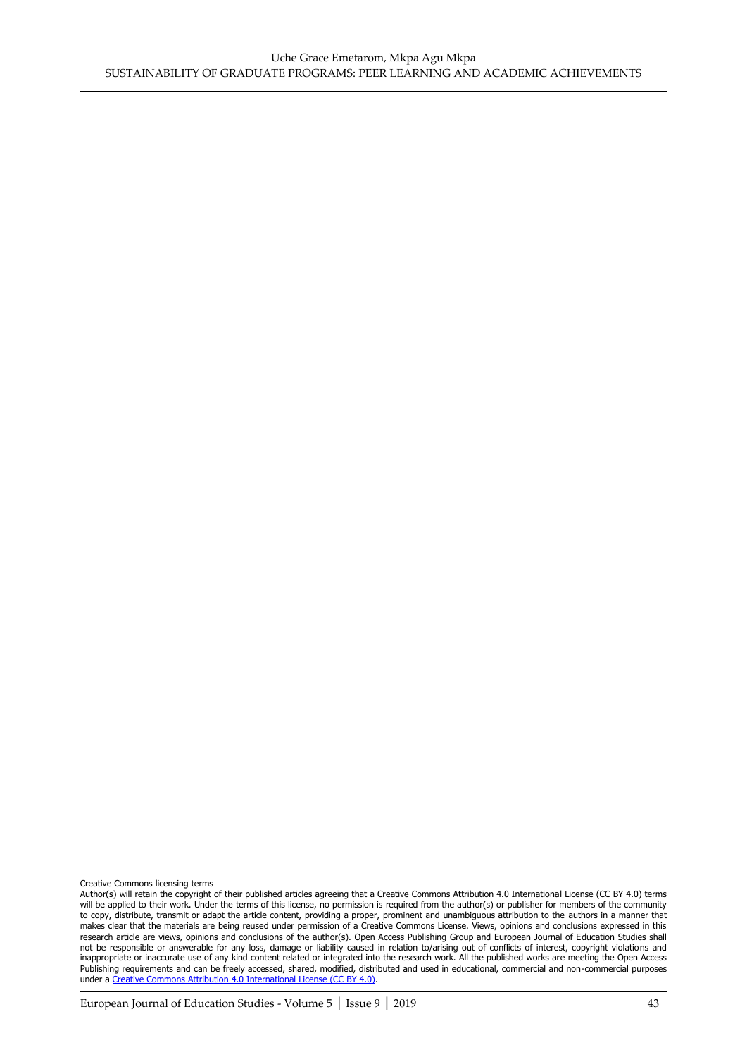Creative Commons licensing terms

Author(s) will retain the copyright of their published articles agreeing that a Creative Commons Attribution 4.0 International License (CC BY 4.0) terms will be applied to their work. Under the terms of this license, no permission is required from the author(s) or publisher for members of the community to copy, distribute, transmit or adapt the article content, providing a proper, prominent and unambiguous attribution to the authors in a manner that makes clear that the materials are being reused under permission of a Creative Commons License. Views, opinions and conclusions expressed in this research article are views, opinions and conclusions of the author(s). Open Access Publishing Group and European Journal of Education Studies shall not be responsible or answerable for any loss, damage or liability caused in relation to/arising out of conflicts of interest, copyright violations and inappropriate or inaccurate use of any kind content related or integrated into the research work. All the published works are meeting the Open Access Publishing requirements and can be freely accessed, shared, modified, distributed and used in educational, commercial and non-commercial purposes under a [Creative Commons Attribution 4.0 International License (CC BY 4.0)](https://creativecommons.org/licenses/by/4.0/).